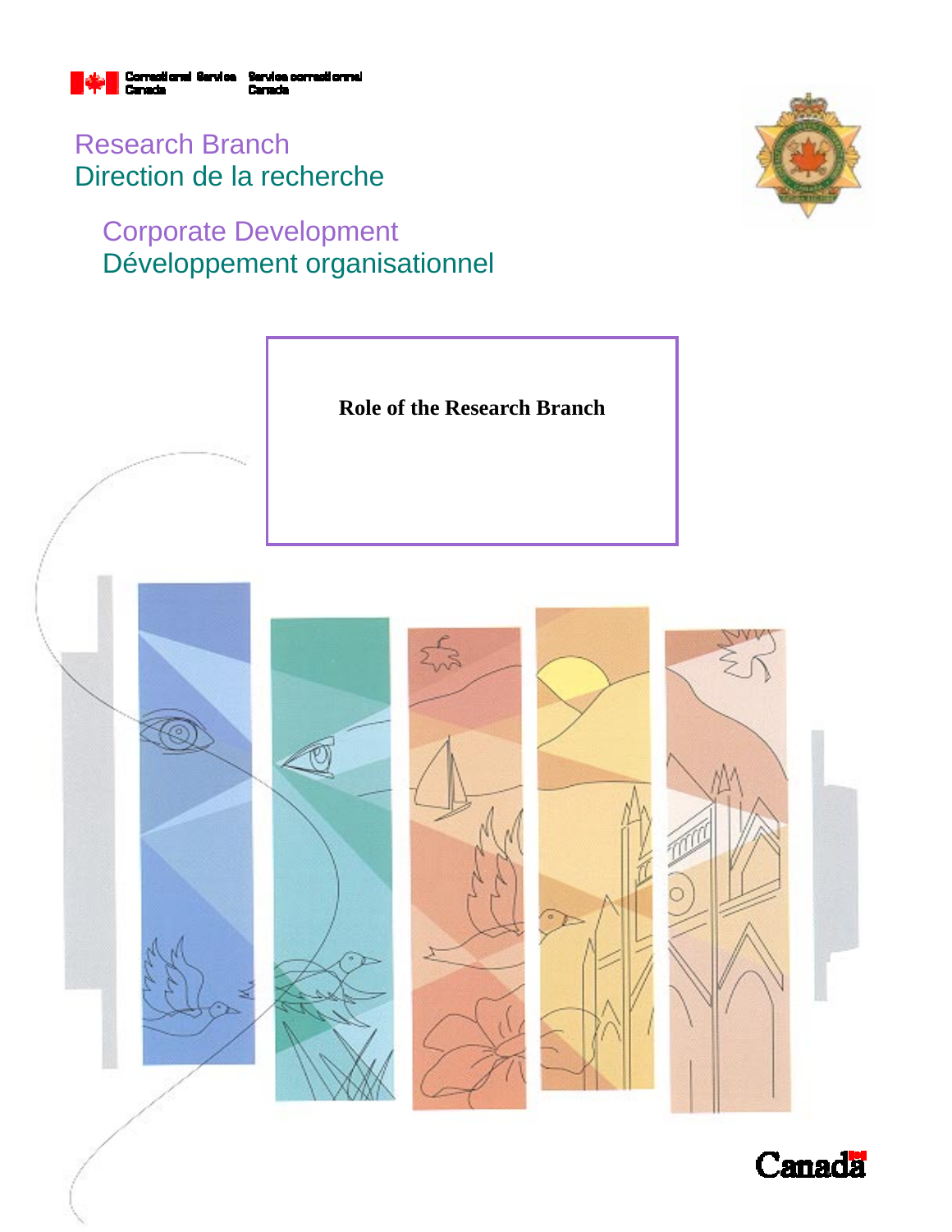Correctional Service Canada | Service correctionnel Canada

Research Branch
Direction de la recherche

Corporate Development
Développement organisationnel

# Role of the Research Branch

Canada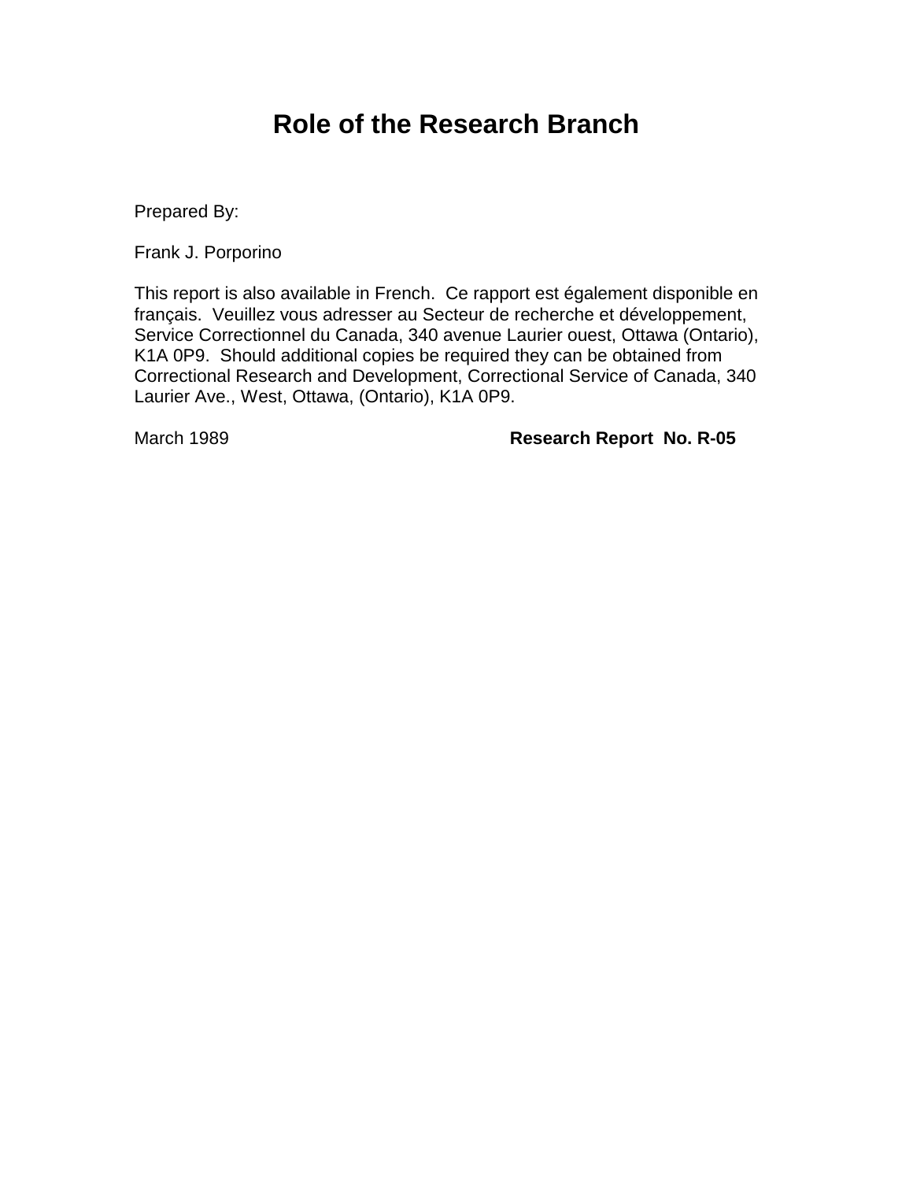# Role of the Research Branch

Prepared By:

Frank J. Porporino

This report is also available in French. Ce rapport est également disponible en français. Veuillez vous adresser au Secteur de recherche et développement, Service Correctionnel du Canada, 340 avenue Laurier ouest, Ottawa (Ontario), K1A 0P9. Should additional copies be required they can be obtained from Correctional Research and Development, Correctional Service of Canada, 340 Laurier Ave., West, Ottawa, (Ontario), K1A 0P9.

March 1989 **Research Report No. R-05**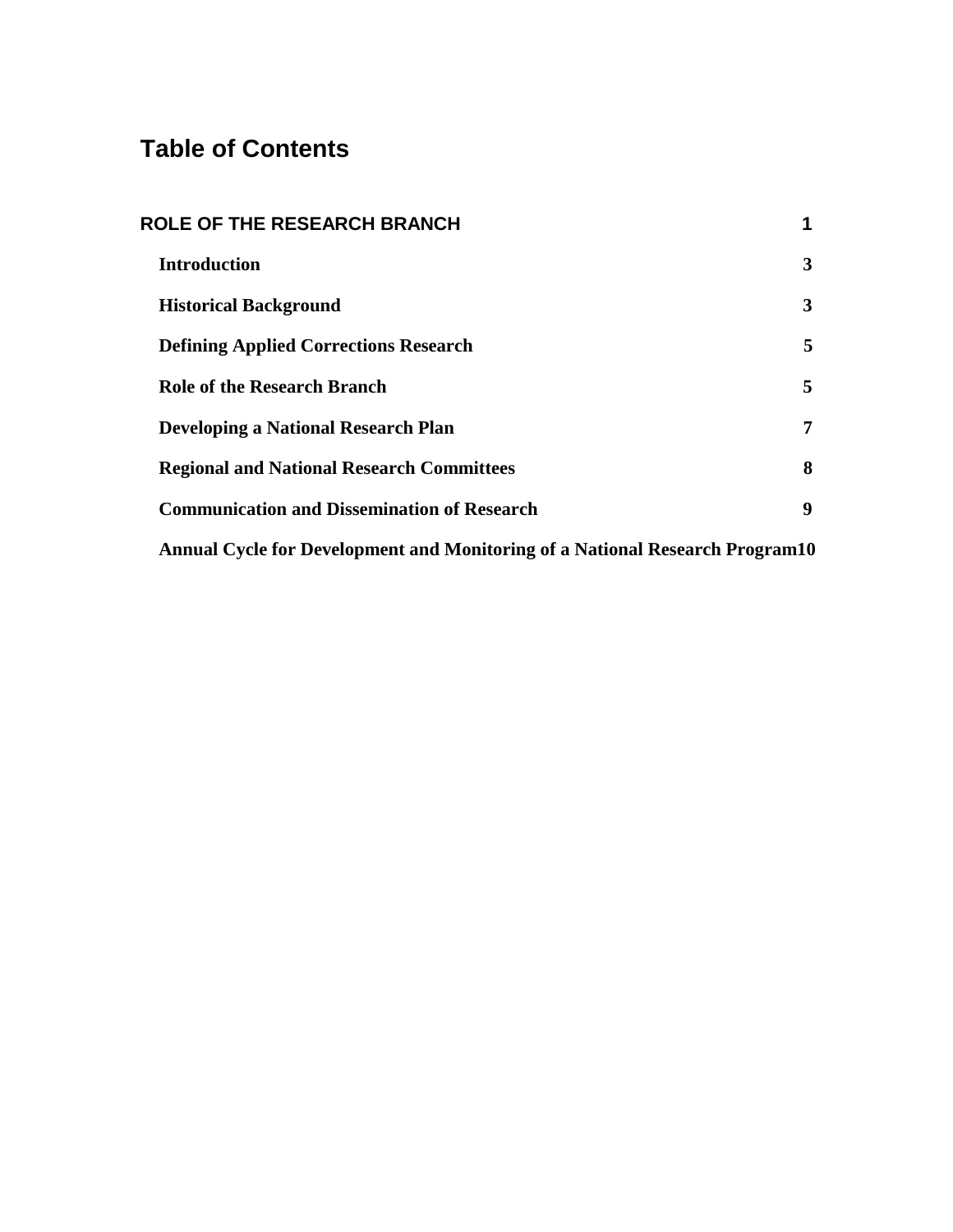# Table of Contents

**ROLE OF THE RESEARCH BRANCH** 1

- **Introduction** 3
- **Historical Background** 3
- **Defining Applied Corrections Research** 5
- **Role of the Research Branch** 5
- **Developing a National Research Plan** 7
- **Regional and National Research Committees** 8
- **Communication and Dissemination of Research** 9
- **Annual Cycle for Development and Monitoring of a National Research Program** 10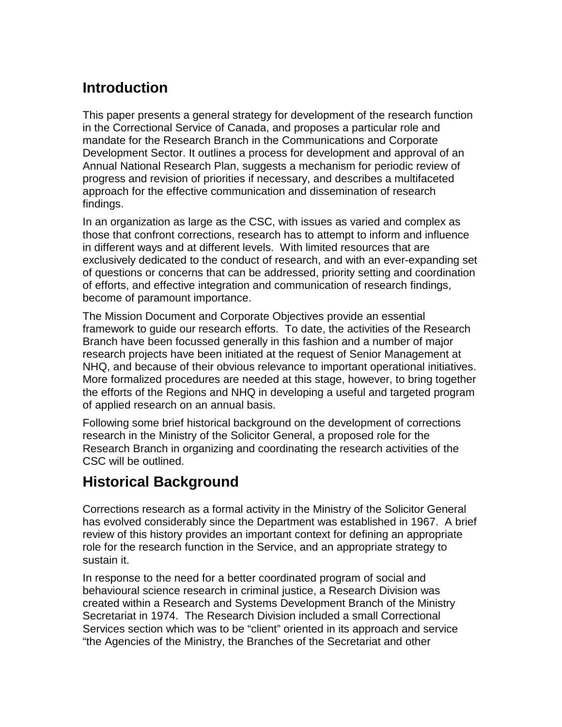## Introduction

This paper presents a general strategy for development of the research function in the Correctional Service of Canada, and proposes a particular role and mandate for the Research Branch in the Communications and Corporate Development Sector. It outlines a process for development and approval of an Annual National Research Plan, suggests a mechanism for periodic review of progress and revision of priorities if necessary, and describes a multifaceted approach for the effective communication and dissemination of research findings.

In an organization as large as the CSC, with issues as varied and complex as those that confront corrections, research has to attempt to inform and influence in different ways and at different levels. With limited resources that are exclusively dedicated to the conduct of research, and with an ever-expanding set of questions or concerns that can be addressed, priority setting and coordination of efforts, and effective integration and communication of research findings, become of paramount importance.

The Mission Document and Corporate Objectives provide an essential framework to guide our research efforts. To date, the activities of the Research Branch have been focussed generally in this fashion and a number of major research projects have been initiated at the request of Senior Management at NHQ, and because of their obvious relevance to important operational initiatives. More formalized procedures are needed at this stage, however, to bring together the efforts of the Regions and NHQ in developing a useful and targeted program of applied research on an annual basis.

Following some brief historical background on the development of corrections research in the Ministry of the Solicitor General, a proposed role for the Research Branch in organizing and coordinating the research activities of the CSC will be outlined.

## Historical Background

Corrections research as a formal activity in the Ministry of the Solicitor General has evolved considerably since the Department was established in 1967. A brief review of this history provides an important context for defining an appropriate role for the research function in the Service, and an appropriate strategy to sustain it.

In response to the need for a better coordinated program of social and behavioural science research in criminal justice, a Research Division was created within a Research and Systems Development Branch of the Ministry Secretariat in 1974. The Research Division included a small Correctional Services section which was to be "client" oriented in its approach and service "the Agencies of the Ministry, the Branches of the Secretariat and other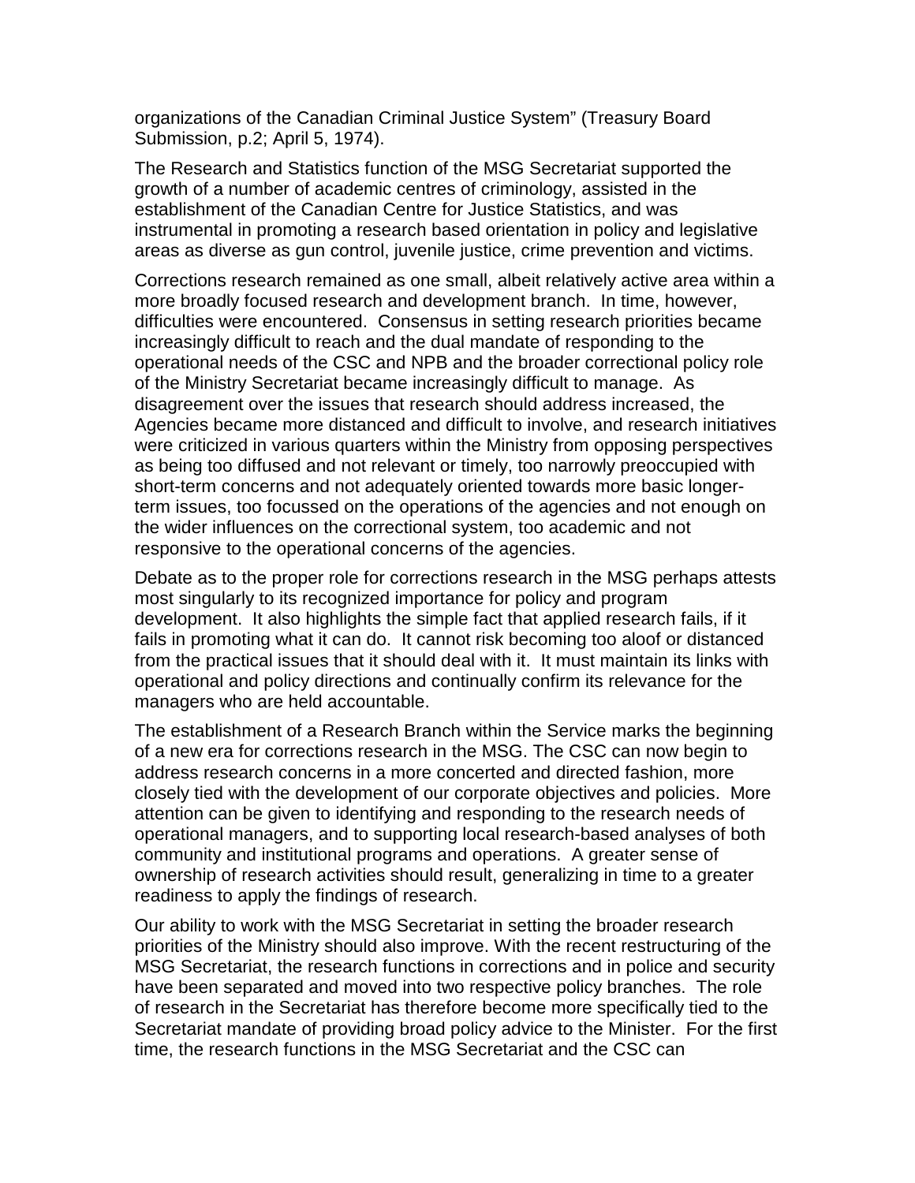organizations of the Canadian Criminal Justice System" (Treasury Board Submission, p.2; April 5, 1974).

The Research and Statistics function of the MSG Secretariat supported the growth of a number of academic centres of criminology, assisted in the establishment of the Canadian Centre for Justice Statistics, and was instrumental in promoting a research based orientation in policy and legislative areas as diverse as gun control, juvenile justice, crime prevention and victims.

Corrections research remained as one small, albeit relatively active area within a more broadly focused research and development branch. In time, however, difficulties were encountered. Consensus in setting research priorities became increasingly difficult to reach and the dual mandate of responding to the operational needs of the CSC and NPB and the broader correctional policy role of the Ministry Secretariat became increasingly difficult to manage. As disagreement over the issues that research should address increased, the Agencies became more distanced and difficult to involve, and research initiatives were criticized in various quarters within the Ministry from opposing perspectives as being too diffused and not relevant or timely, too narrowly preoccupied with short-term concerns and not adequately oriented towards more basic longer-term issues, too focussed on the operations of the agencies and not enough on the wider influences on the correctional system, too academic and not responsive to the operational concerns of the agencies.

Debate as to the proper role for corrections research in the MSG perhaps attests most singularly to its recognized importance for policy and program development. It also highlights the simple fact that applied research fails, if it fails in promoting what it can do. It cannot risk becoming too aloof or distanced from the practical issues that it should deal with it. It must maintain its links with operational and policy directions and continually confirm its relevance for the managers who are held accountable.

The establishment of a Research Branch within the Service marks the beginning of a new era for corrections research in the MSG. The CSC can now begin to address research concerns in a more concerted and directed fashion, more closely tied with the development of our corporate objectives and policies. More attention can be given to identifying and responding to the research needs of operational managers, and to supporting local research-based analyses of both community and institutional programs and operations. A greater sense of ownership of research activities should result, generalizing in time to a greater readiness to apply the findings of research.

Our ability to work with the MSG Secretariat in setting the broader research priorities of the Ministry should also improve. With the recent restructuring of the MSG Secretariat, the research functions in corrections and in police and security have been separated and moved into two respective policy branches. The role of research in the Secretariat has therefore become more specifically tied to the Secretariat mandate of providing broad policy advice to the Minister. For the first time, the research functions in the MSG Secretariat and the CSC can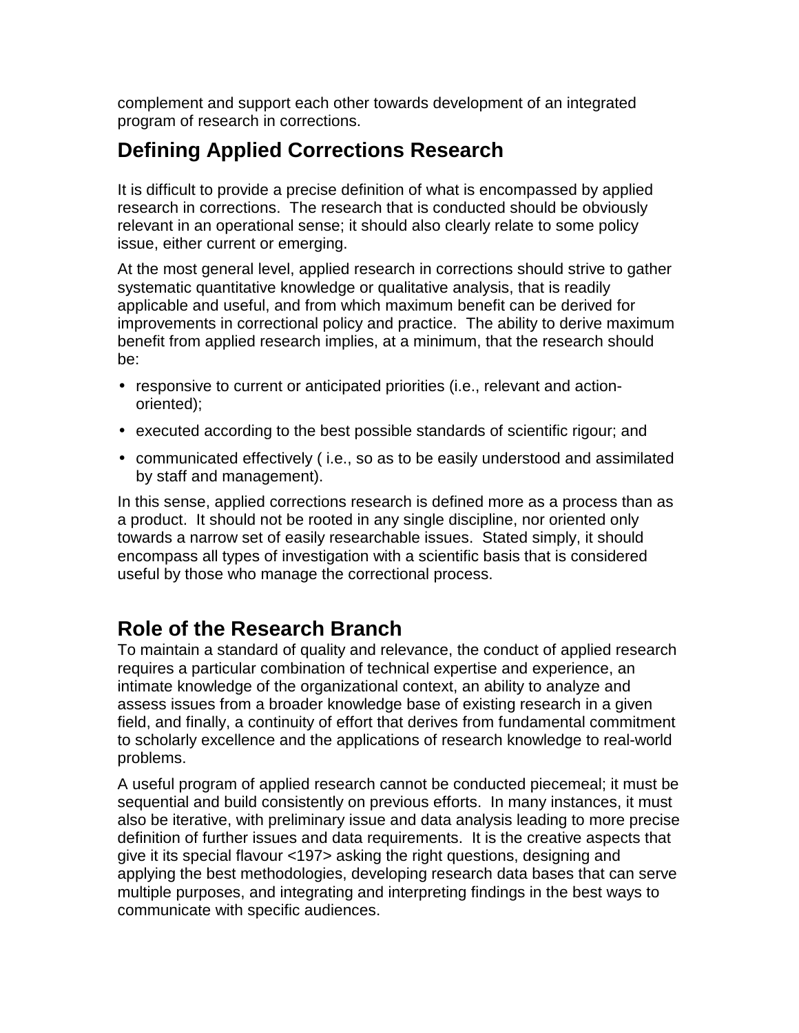complement and support each other towards development of an integrated program of research in corrections.

## Defining Applied Corrections Research

It is difficult to provide a precise definition of what is encompassed by applied research in corrections. The research that is conducted should be obviously relevant in an operational sense; it should also clearly relate to some policy issue, either current or emerging.

At the most general level, applied research in corrections should strive to gather systematic quantitative knowledge or qualitative analysis, that is readily applicable and useful, and from which maximum benefit can be derived for improvements in correctional policy and practice. The ability to derive maximum benefit from applied research implies, at a minimum, that the research should be:

- responsive to current or anticipated priorities (i.e., relevant and action-oriented);
- executed according to the best possible standards of scientific rigour; and
- communicated effectively ( i.e., so as to be easily understood and assimilated by staff and management).

In this sense, applied corrections research is defined more as a process than as a product. It should not be rooted in any single discipline, nor oriented only towards a narrow set of easily researchable issues. Stated simply, it should encompass all types of investigation with a scientific basis that is considered useful by those who manage the correctional process.

## Role of the Research Branch

To maintain a standard of quality and relevance, the conduct of applied research requires a particular combination of technical expertise and experience, an intimate knowledge of the organizational context, an ability to analyze and assess issues from a broader knowledge base of existing research in a given field, and finally, a continuity of effort that derives from fundamental commitment to scholarly excellence and the applications of research knowledge to real-world problems.

A useful program of applied research cannot be conducted piecemeal; it must be sequential and build consistently on previous efforts. In many instances, it must also be iterative, with preliminary issue and data analysis leading to more precise definition of further issues and data requirements. It is the creative aspects that give it its special flavour <197> asking the right questions, designing and applying the best methodologies, developing research data bases that can serve multiple purposes, and integrating and interpreting findings in the best ways to communicate with specific audiences.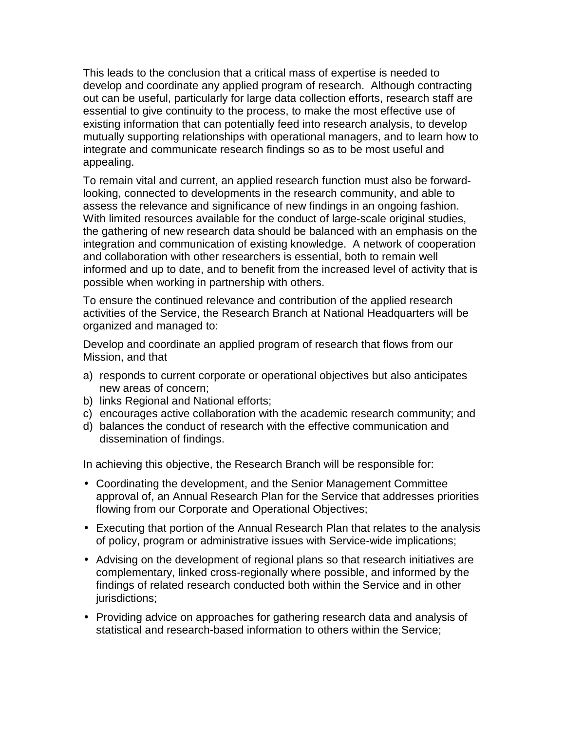This leads to the conclusion that a critical mass of expertise is needed to develop and coordinate any applied program of research. Although contracting out can be useful, particularly for large data collection efforts, research staff are essential to give continuity to the process, to make the most effective use of existing information that can potentially feed into research analysis, to develop mutually supporting relationships with operational managers, and to learn how to integrate and communicate research findings so as to be most useful and appealing.

To remain vital and current, an applied research function must also be forward-looking, connected to developments in the research community, and able to assess the relevance and significance of new findings in an ongoing fashion. With limited resources available for the conduct of large-scale original studies, the gathering of new research data should be balanced with an emphasis on the integration and communication of existing knowledge. A network of cooperation and collaboration with other researchers is essential, both to remain well informed and up to date, and to benefit from the increased level of activity that is possible when working in partnership with others.

To ensure the continued relevance and contribution of the applied research activities of the Service, the Research Branch at National Headquarters will be organized and managed to:

Develop and coordinate an applied program of research that flows from our Mission, and that

a) responds to current corporate or operational objectives but also anticipates new areas of concern;
b) links Regional and National efforts;
c) encourages active collaboration with the academic research community; and
d) balances the conduct of research with the effective communication and dissemination of findings.

In achieving this objective, the Research Branch will be responsible for:

- Coordinating the development, and the Senior Management Committee approval of, an Annual Research Plan for the Service that addresses priorities flowing from our Corporate and Operational Objectives;
- Executing that portion of the Annual Research Plan that relates to the analysis of policy, program or administrative issues with Service-wide implications;
- Advising on the development of regional plans so that research initiatives are complementary, linked cross-regionally where possible, and informed by the findings of related research conducted both within the Service and in other jurisdictions;
- Providing advice on approaches for gathering research data and analysis of statistical and research-based information to others within the Service;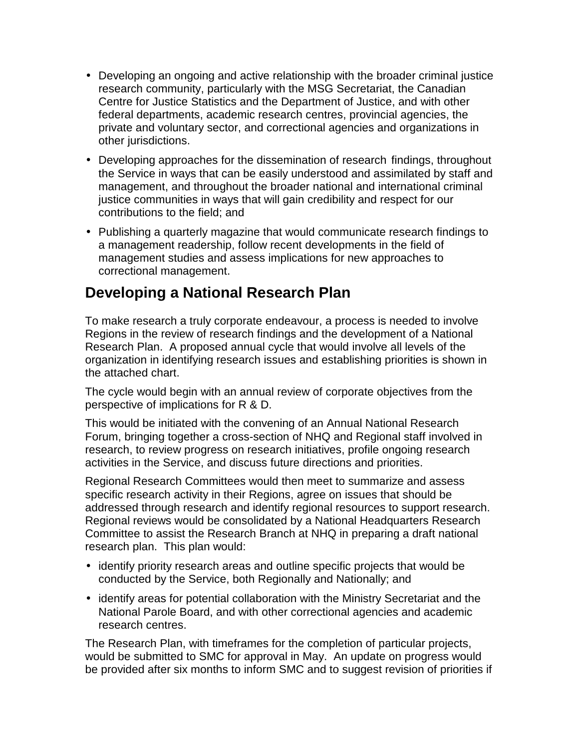- Developing an ongoing and active relationship with the broader criminal justice research community, particularly with the MSG Secretariat, the Canadian Centre for Justice Statistics and the Department of Justice, and with other federal departments, academic research centres, provincial agencies, the private and voluntary sector, and correctional agencies and organizations in other jurisdictions.
- Developing approaches for the dissemination of research findings, throughout the Service in ways that can be easily understood and assimilated by staff and management, and throughout the broader national and international criminal justice communities in ways that will gain credibility and respect for our contributions to the field; and
- Publishing a quarterly magazine that would communicate research findings to a management readership, follow recent developments in the field of management studies and assess implications for new approaches to correctional management.

## Developing a National Research Plan

To make research a truly corporate endeavour, a process is needed to involve Regions in the review of research findings and the development of a National Research Plan. A proposed annual cycle that would involve all levels of the organization in identifying research issues and establishing priorities is shown in the attached chart.

The cycle would begin with an annual review of corporate objectives from the perspective of implications for R & D.

This would be initiated with the convening of an Annual National Research Forum, bringing together a cross-section of NHQ and Regional staff involved in research, to review progress on research initiatives, profile ongoing research activities in the Service, and discuss future directions and priorities.

Regional Research Committees would then meet to summarize and assess specific research activity in their Regions, agree on issues that should be addressed through research and identify regional resources to support research. Regional reviews would be consolidated by a National Headquarters Research Committee to assist the Research Branch at NHQ in preparing a draft national research plan. This plan would:

- identify priority research areas and outline specific projects that would be conducted by the Service, both Regionally and Nationally; and
- identify areas for potential collaboration with the Ministry Secretariat and the National Parole Board, and with other correctional agencies and academic research centres.

The Research Plan, with timeframes for the completion of particular projects, would be submitted to SMC for approval in May. An update on progress would be provided after six months to inform SMC and to suggest revision of priorities if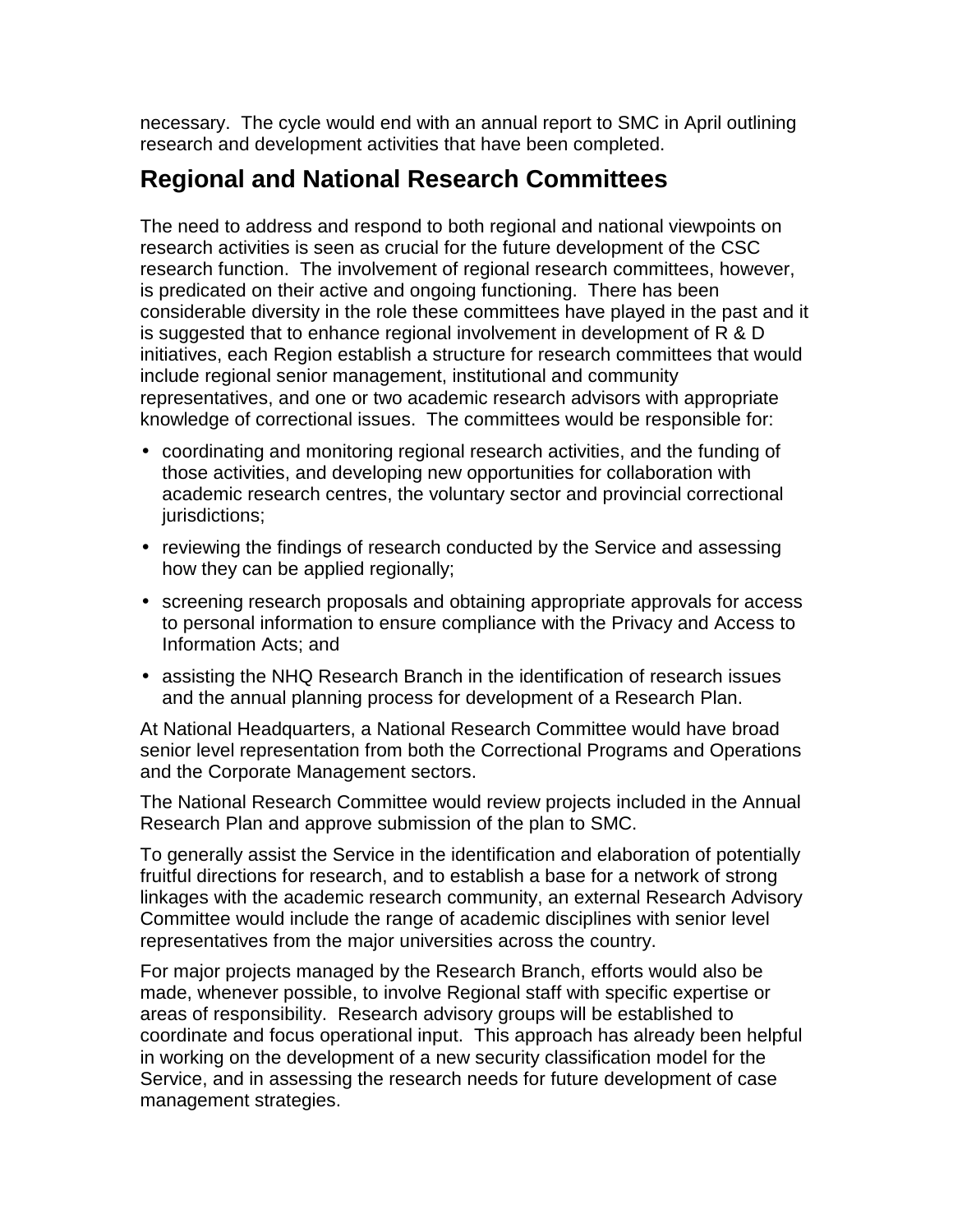necessary. The cycle would end with an annual report to SMC in April outlining research and development activities that have been completed.

## Regional and National Research Committees

The need to address and respond to both regional and national viewpoints on research activities is seen as crucial for the future development of the CSC research function. The involvement of regional research committees, however, is predicated on their active and ongoing functioning. There has been considerable diversity in the role these committees have played in the past and it is suggested that to enhance regional involvement in development of R & D initiatives, each Region establish a structure for research committees that would include regional senior management, institutional and community representatives, and one or two academic research advisors with appropriate knowledge of correctional issues. The committees would be responsible for:

- coordinating and monitoring regional research activities, and the funding of those activities, and developing new opportunities for collaboration with academic research centres, the voluntary sector and provincial correctional jurisdictions;
- reviewing the findings of research conducted by the Service and assessing how they can be applied regionally;
- screening research proposals and obtaining appropriate approvals for access to personal information to ensure compliance with the Privacy and Access to Information Acts; and
- assisting the NHQ Research Branch in the identification of research issues and the annual planning process for development of a Research Plan.

At National Headquarters, a National Research Committee would have broad senior level representation from both the Correctional Programs and Operations and the Corporate Management sectors.

The National Research Committee would review projects included in the Annual Research Plan and approve submission of the plan to SMC.

To generally assist the Service in the identification and elaboration of potentially fruitful directions for research, and to establish a base for a network of strong linkages with the academic research community, an external Research Advisory Committee would include the range of academic disciplines with senior level representatives from the major universities across the country.

For major projects managed by the Research Branch, efforts would also be made, whenever possible, to involve Regional staff with specific expertise or areas of responsibility. Research advisory groups will be established to coordinate and focus operational input. This approach has already been helpful in working on the development of a new security classification model for the Service, and in assessing the research needs for future development of case management strategies.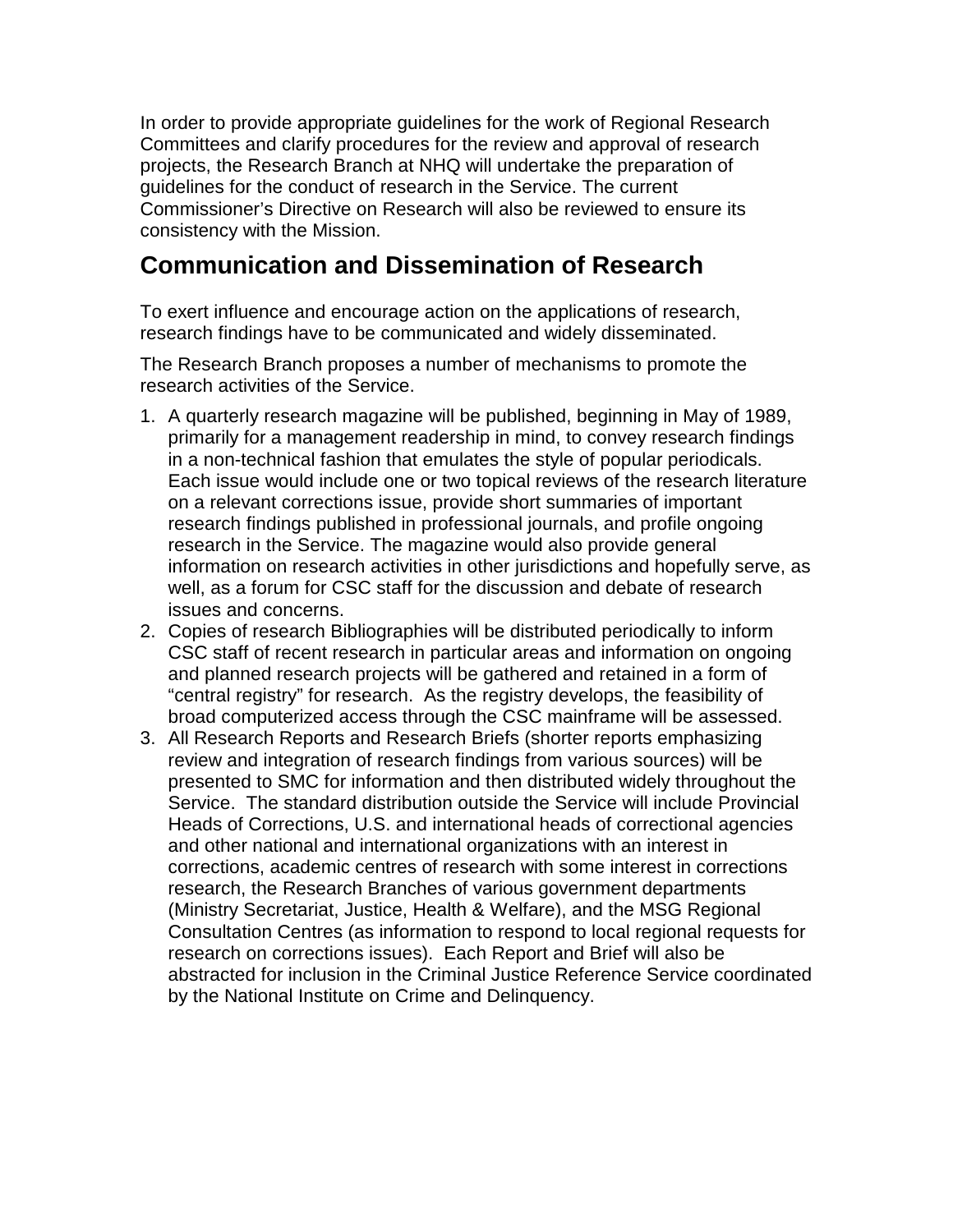In order to provide appropriate guidelines for the work of Regional Research Committees and clarify procedures for the review and approval of research projects, the Research Branch at NHQ will undertake the preparation of guidelines for the conduct of research in the Service. The current Commissioner's Directive on Research will also be reviewed to ensure its consistency with the Mission.

## Communication and Dissemination of Research

To exert influence and encourage action on the applications of research, research findings have to be communicated and widely disseminated.

The Research Branch proposes a number of mechanisms to promote the research activities of the Service.

1. A quarterly research magazine will be published, beginning in May of 1989, primarily for a management readership in mind, to convey research findings in a non-technical fashion that emulates the style of popular periodicals. Each issue would include one or two topical reviews of the research literature on a relevant corrections issue, provide short summaries of important research findings published in professional journals, and profile ongoing research in the Service. The magazine would also provide general information on research activities in other jurisdictions and hopefully serve, as well, as a forum for CSC staff for the discussion and debate of research issues and concerns.
2. Copies of research Bibliographies will be distributed periodically to inform CSC staff of recent research in particular areas and information on ongoing and planned research projects will be gathered and retained in a form of "central registry" for research. As the registry develops, the feasibility of broad computerized access through the CSC mainframe will be assessed.
3. All Research Reports and Research Briefs (shorter reports emphasizing review and integration of research findings from various sources) will be presented to SMC for information and then distributed widely throughout the Service. The standard distribution outside the Service will include Provincial Heads of Corrections, U.S. and international heads of correctional agencies and other national and international organizations with an interest in corrections, academic centres of research with some interest in corrections research, the Research Branches of various government departments (Ministry Secretariat, Justice, Health & Welfare), and the MSG Regional Consultation Centres (as information to respond to local regional requests for research on corrections issues). Each Report and Brief will also be abstracted for inclusion in the Criminal Justice Reference Service coordinated by the National Institute on Crime and Delinquency.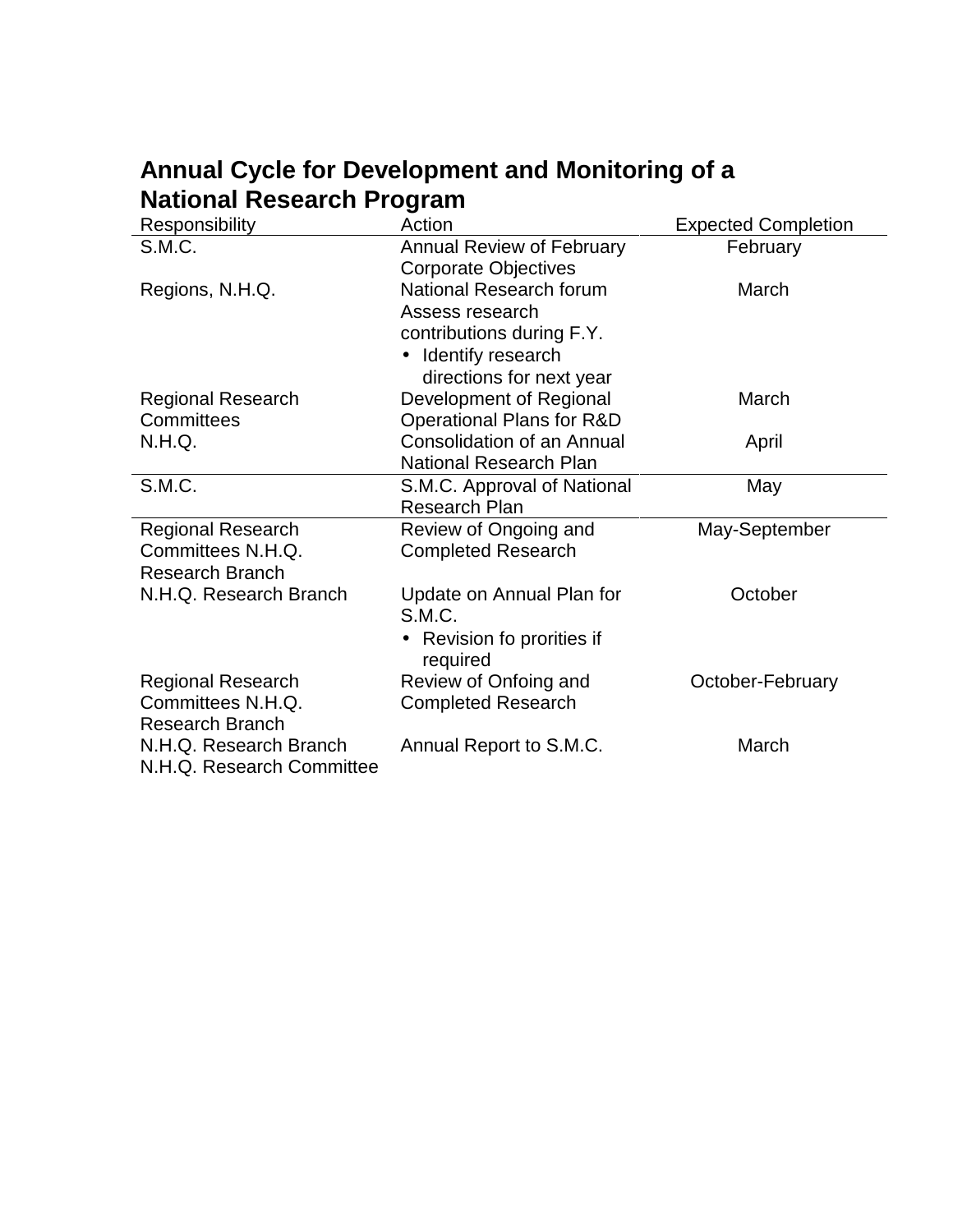# Annual Cycle for Development and Monitoring of a National Research Program

| Responsibility | Action | Expected Completion |
|---|---|---|
| S.M.C. | Annual Review of February Corporate Objectives | February |
| Regions, N.H.Q. | National Research forum Assess research contributions during F.Y. <br>• Identify research directions for next year | March |
| Regional Research Committees | Development of Regional Operational Plans for R&D | March |
| N.H.Q. | Consolidation of an Annual National Research Plan | April |
| S.M.C. | S.M.C. Approval of National Research Plan | May |
| Regional Research Committees N.H.Q. Research Branch | Review of Ongoing and Completed Research | May-September |
| N.H.Q. Research Branch | Update on Annual Plan for S.M.C. <br>• Revision fo prorities if required | October |
| Regional Research Committees N.H.Q. Research Branch | Review of Onfoing and Completed Research | October-February |
| N.H.Q. Research Branch N.H.Q. Research Committee | Annual Report to S.M.C. | March |